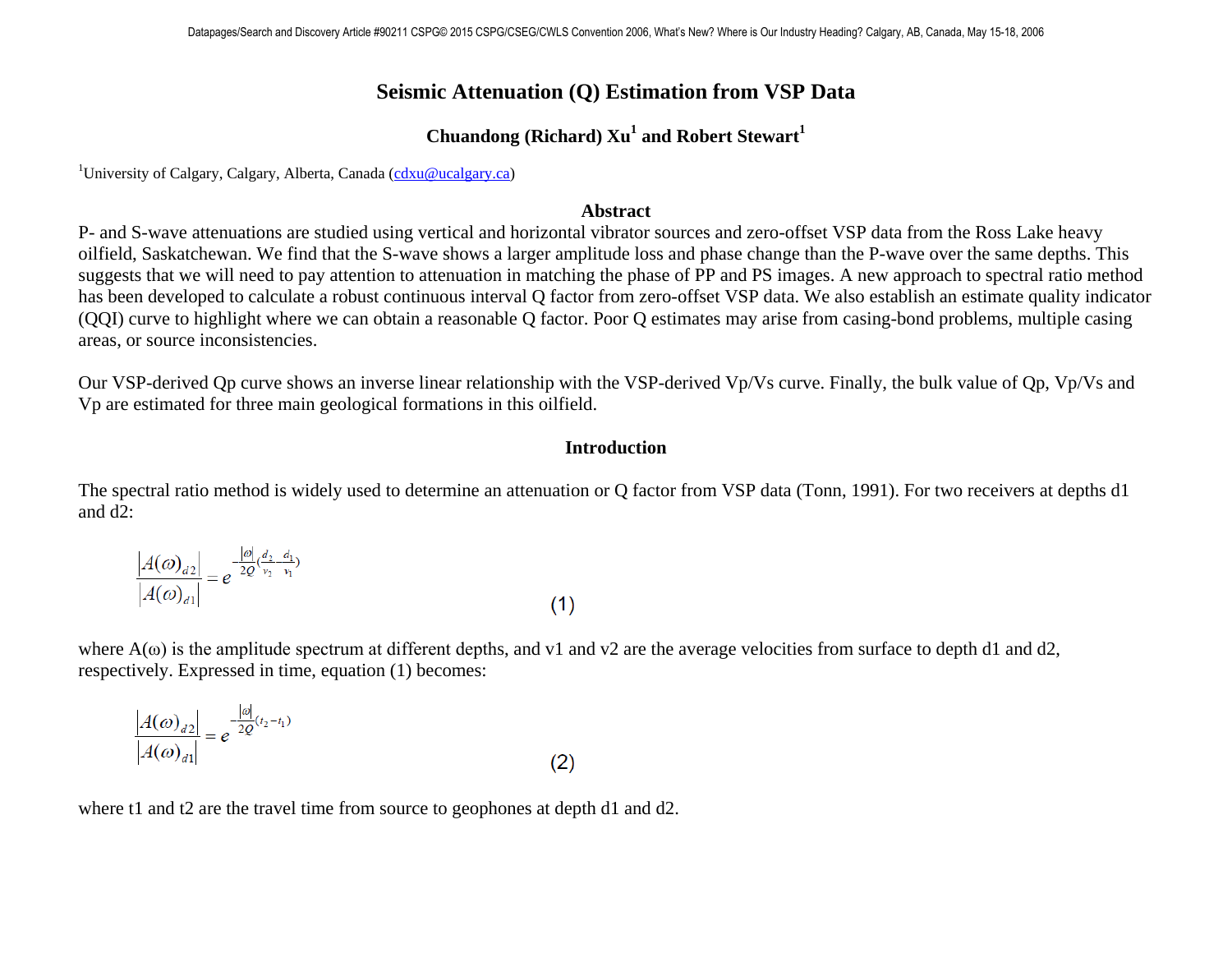# Seismic Attenuation (Q) Estimation from VSP Data

**Chuandong (Richard) Xu[1] and Robert Stewart[1]**

[1]University of Calgary, Calgary, Alberta, Canada (cdxu@ucalgary.ca)

## Abstract

P- and S-wave attenuations are studied using vertical and horizontal vibrator sources and zero-offset VSP data from the Ross Lake heavy oilfield, Saskatchewan. We find that the S-wave shows a larger amplitude loss and phase change than the P-wave over the same depths. This suggests that we will need to pay attention to attenuation in matching the phase of PP and PS images. A new approach to spectral ratio method has been developed to calculate a robust continuous interval Q factor from zero-offset VSP data. We also establish an estimate quality indicator (QQI) curve to highlight where we can obtain a reasonable Q factor. Poor Q estimates may arise from casing-bond problems, multiple casing areas, or source inconsistencies.

Our VSP-derived Qp curve shows an inverse linear relationship with the VSP-derived Vp/Vs curve. Finally, the bulk value of Qp, Vp/Vs and Vp are estimated for three main geological formations in this oilfield.

## Introduction

The spectral ratio method is widely used to determine an attenuation or Q factor from VSP data (Tonn, 1991). For two receivers at depths d1 and d2:

$$\frac{|A(\omega)_{d2}|}{|A(\omega)_{d1}|} = e^{-\frac{|\omega|}{2Q}\left(\frac{d_2}{v_2}-\frac{d_1}{v_1}\right)} \tag{1}$$

where A(ω) is the amplitude spectrum at different depths, and v1 and v2 are the average velocities from surface to depth d1 and d2, respectively. Expressed in time, equation (1) becomes:

$$\frac{|A(\omega)_{d2}|}{|A(\omega)_{d1}|} = e^{-\frac{|\omega|}{2Q}(t_2-t_1)} \tag{2}$$

where t1 and t2 are the travel time from source to geophones at depth d1 and d2.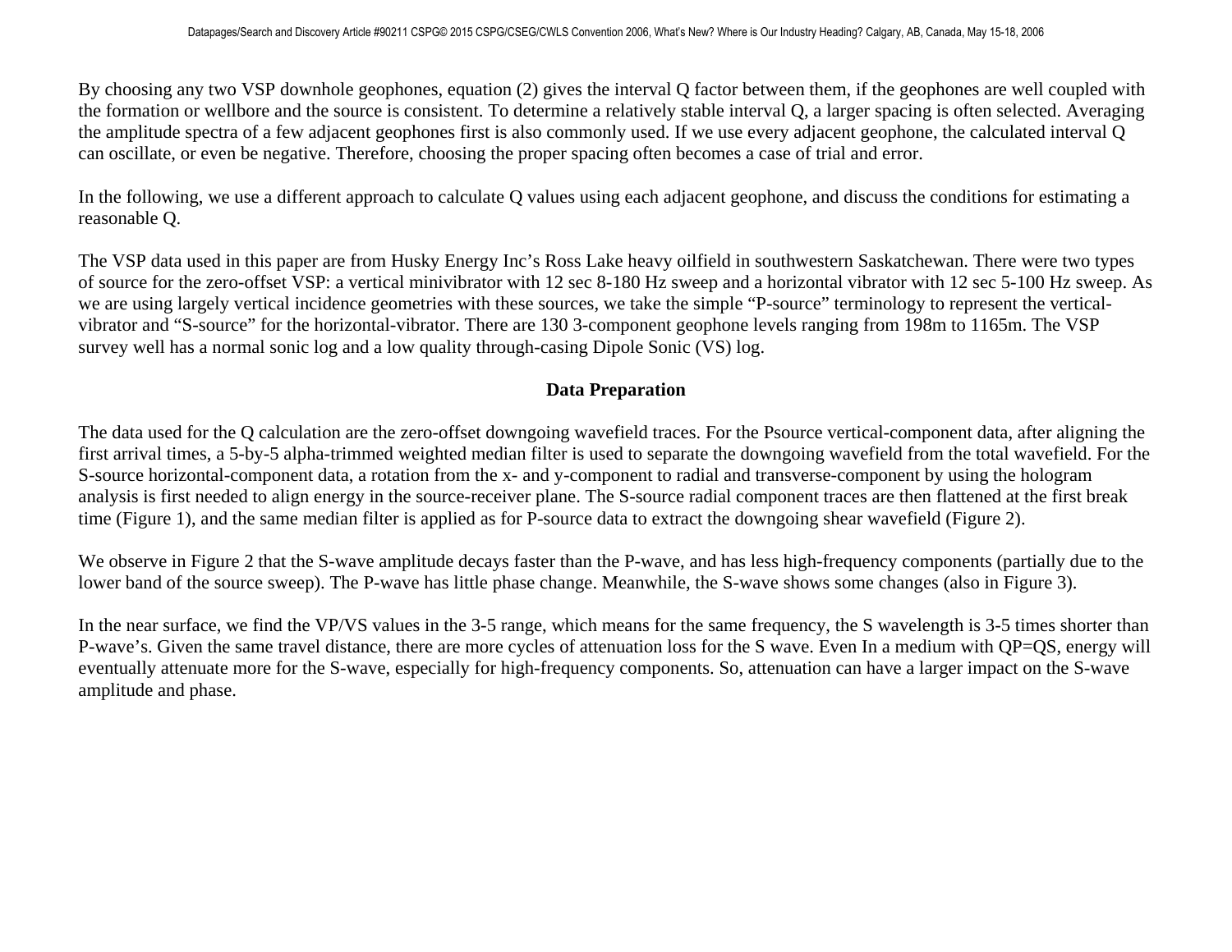By choosing any two VSP downhole geophones, equation (2) gives the interval Q factor between them, if the geophones are well coupled with the formation or wellbore and the source is consistent. To determine a relatively stable interval Q, a larger spacing is often selected. Averaging the amplitude spectra of a few adjacent geophones first is also commonly used. If we use every adjacent geophone, the calculated interval Q can oscillate, or even be negative. Therefore, choosing the proper spacing often becomes a case of trial and error.

In the following, we use a different approach to calculate Q values using each adjacent geophone, and discuss the conditions for estimating a reasonable Q.

The VSP data used in this paper are from Husky Energy Inc's Ross Lake heavy oilfield in southwestern Saskatchewan. There were two types of source for the zero-offset VSP: a vertical minivibrator with 12 sec 8-180 Hz sweep and a horizontal vibrator with 12 sec 5-100 Hz sweep. As we are using largely vertical incidence geometries with these sources, we take the simple "P-source" terminology to represent the vertical-vibrator and "S-source" for the horizontal-vibrator. There are 130 3-component geophone levels ranging from 198m to 1165m. The VSP survey well has a normal sonic log and a low quality through-casing Dipole Sonic (VS) log.

## Data Preparation

The data used for the Q calculation are the zero-offset downgoing wavefield traces. For the Psource vertical-component data, after aligning the first arrival times, a 5-by-5 alpha-trimmed weighted median filter is used to separate the downgoing wavefield from the total wavefield. For the S-source horizontal-component data, a rotation from the x- and y-component to radial and transverse-component by using the hologram analysis is first needed to align energy in the source-receiver plane. The S-source radial component traces are then flattened at the first break time (Figure 1), and the same median filter is applied as for P-source data to extract the downgoing shear wavefield (Figure 2).

We observe in Figure 2 that the S-wave amplitude decays faster than the P-wave, and has less high-frequency components (partially due to the lower band of the source sweep). The P-wave has little phase change. Meanwhile, the S-wave shows some changes (also in Figure 3).

In the near surface, we find the VP/VS values in the 3-5 range, which means for the same frequency, the S wavelength is 3-5 times shorter than P-wave's. Given the same travel distance, there are more cycles of attenuation loss for the S wave. Even In a medium with QP=QS, energy will eventually attenuate more for the S-wave, especially for high-frequency components. So, attenuation can have a larger impact on the S-wave amplitude and phase.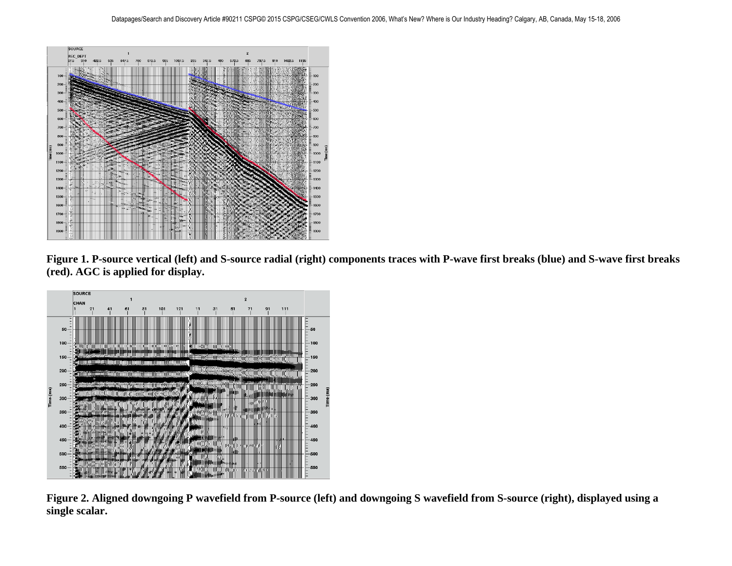Figure 1. P-source vertical (left) and S-source radial (right) components traces with P-wave first breaks (blue) and S-wave first breaks (red). AGC is applied for display.

Figure 2. Aligned downgoing P wavefield from P-source (left) and downgoing S wavefield from S-source (right), displayed using a single scalar.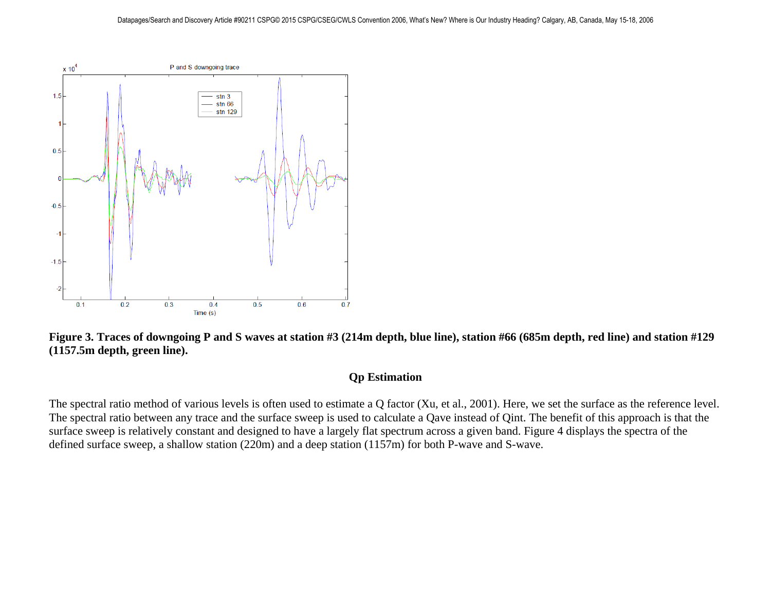**Figure 3. Traces of downgoing P and S waves at station #3 (214m depth, blue line), station #66 (685m depth, red line) and station #129 (1157.5m depth, green line).**

## Qp Estimation

The spectral ratio method of various levels is often used to estimate a Q factor (Xu, et al., 2001). Here, we set the surface as the reference level. The spectral ratio between any trace and the surface sweep is used to calculate a Qave instead of Qint. The benefit of this approach is that the surface sweep is relatively constant and designed to have a largely flat spectrum across a given band. Figure 4 displays the spectra of the defined surface sweep, a shallow station (220m) and a deep station (1157m) for both P-wave and S-wave.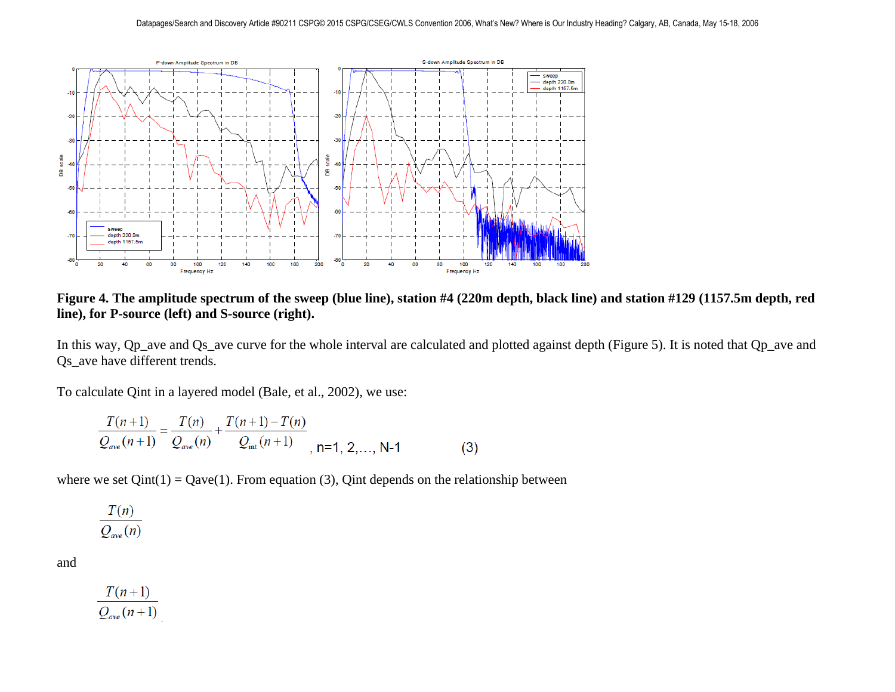**Figure 4. The amplitude spectrum of the sweep (blue line), station #4 (220m depth, black line) and station #129 (1157.5m depth, red line), for P-source (left) and S-source (right).**

In this way, Qp_ave and Qs_ave curve for the whole interval are calculated and plotted against depth (Figure 5). It is noted that Qp_ave and Qs_ave have different trends.

To calculate Qint in a layered model (Bale, et al., 2002), we use:

$$\frac{T(n+1)}{Q_{ave}(n+1)} = \frac{T(n)}{Q_{ave}(n)} + \frac{T(n+1) - T(n)}{Q_{\text{int}}(n+1)}, \quad n=1, 2,\ldots, N-1 \qquad (3)$$

where we set Qint(1) = Qave(1). From equation (3), Qint depends on the relationship between

$$\frac{T(n)}{Q_{ave}(n)}$$

and

$$\frac{T(n+1)}{Q_{ave}(n+1)}$$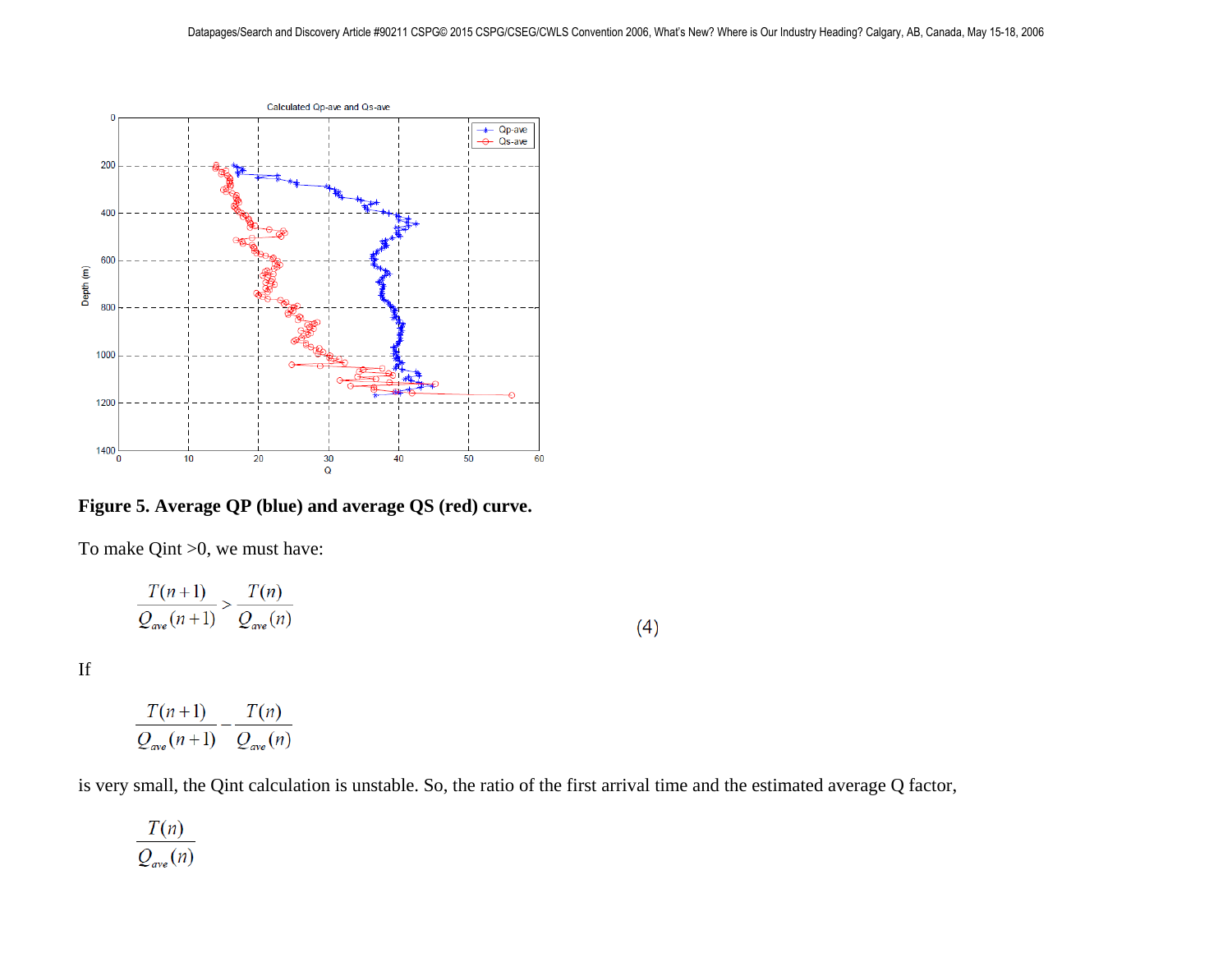**Figure 5. Average QP (blue) and average QS (red) curve.**

To make Qint >0, we must have:

$$\frac{T(n+1)}{Q_{ave}(n+1)} > \frac{T(n)}{Q_{ave}(n)} \tag{4}$$

If

$$\frac{T(n+1)}{Q_{ave}(n+1)} - \frac{T(n)}{Q_{ave}(n)}$$

is very small, the Qint calculation is unstable. So, the ratio of the first arrival time and the estimated average Q factor,

$$\frac{T(n)}{Q_{ave}(n)}$$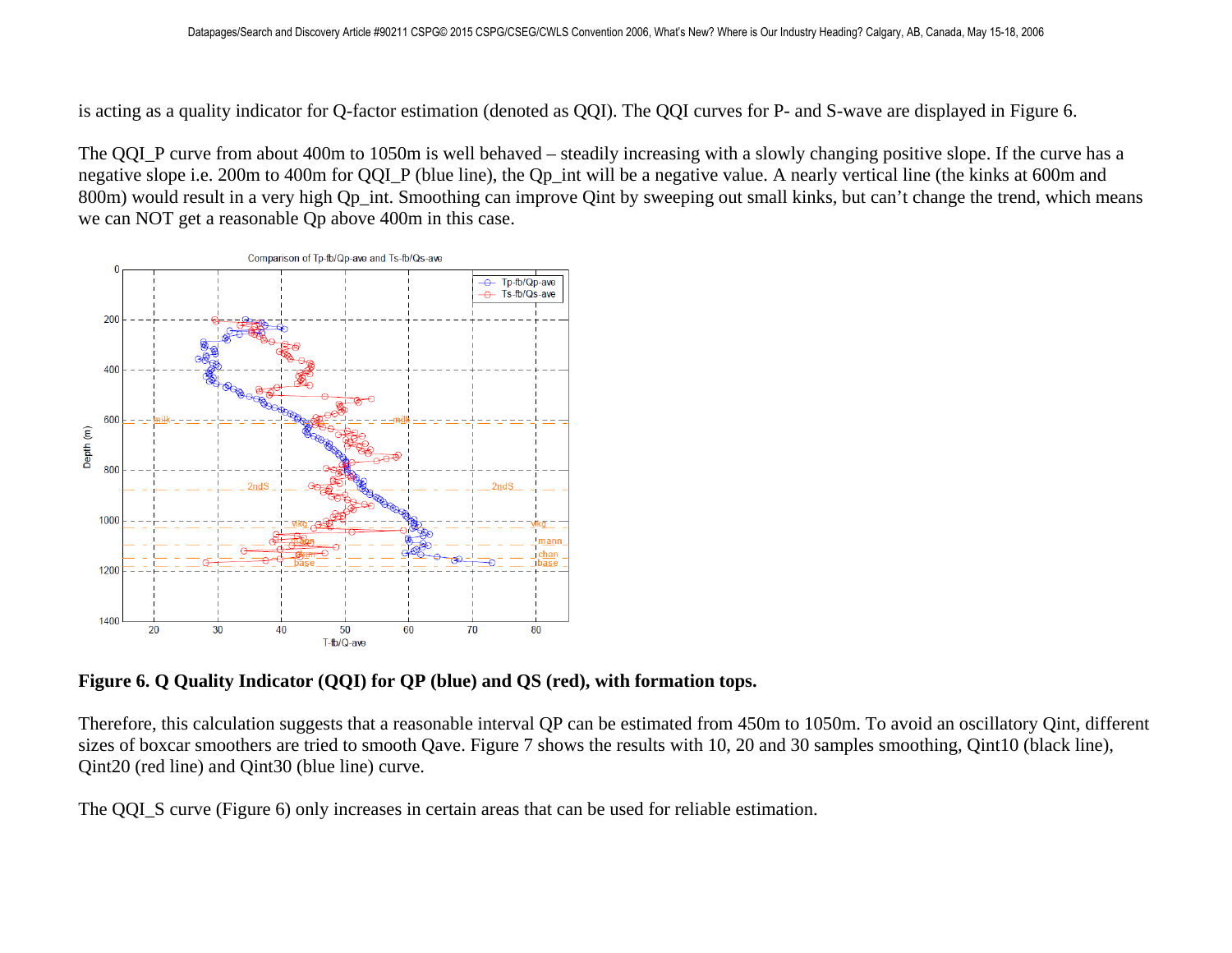is acting as a quality indicator for Q-factor estimation (denoted as QQI). The QQI curves for P- and S-wave are displayed in Figure 6.

The QQI_P curve from about 400m to 1050m is well behaved – steadily increasing with a slowly changing positive slope. If the curve has a negative slope i.e. 200m to 400m for QQI_P (blue line), the Qp_int will be a negative value. A nearly vertical line (the kinks at 600m and 800m) would result in a very high Qp_int. Smoothing can improve Qint by sweeping out small kinks, but can't change the trend, which means we can NOT get a reasonable Qp above 400m in this case.

**Figure 6. Q Quality Indicator (QQI) for QP (blue) and QS (red), with formation tops.**

Therefore, this calculation suggests that a reasonable interval QP can be estimated from 450m to 1050m. To avoid an oscillatory Qint, different sizes of boxcar smoothers are tried to smooth Qave. Figure 7 shows the results with 10, 20 and 30 samples smoothing, Qint10 (black line), Qint20 (red line) and Qint30 (blue line) curve.

The QQI_S curve (Figure 6) only increases in certain areas that can be used for reliable estimation.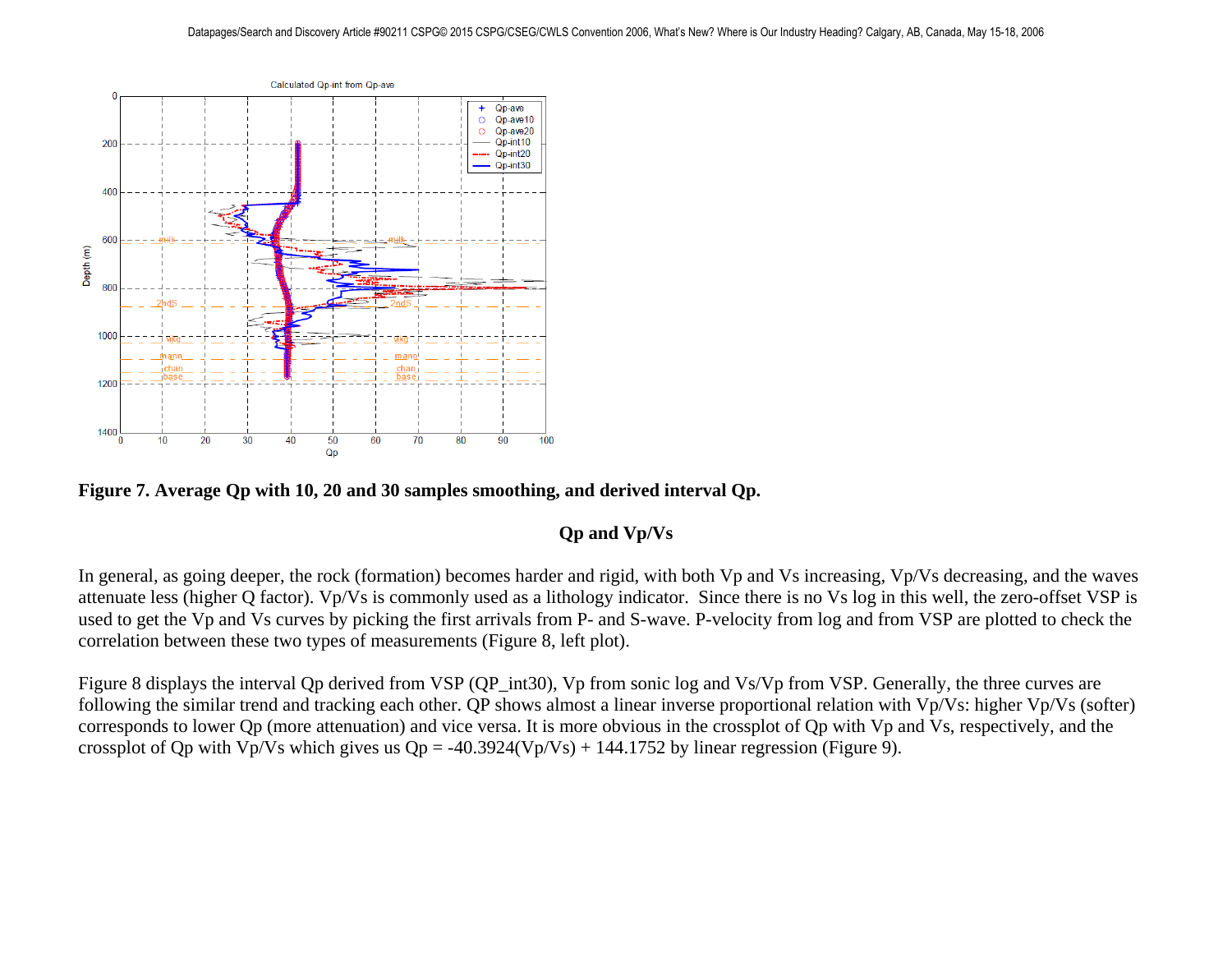**Figure 7. Average Qp with 10, 20 and 30 samples smoothing, and derived interval Qp.**

## Qp and Vp/Vs

In general, as going deeper, the rock (formation) becomes harder and rigid, with both Vp and Vs increasing, Vp/Vs decreasing, and the waves attenuate less (higher Q factor). Vp/Vs is commonly used as a lithology indicator. Since there is no Vs log in this well, the zero-offset VSP is used to get the Vp and Vs curves by picking the first arrivals from P- and S-wave. P-velocity from log and from VSP are plotted to check the correlation between these two types of measurements (Figure 8, left plot).

Figure 8 displays the interval Qp derived from VSP (QP_int30), Vp from sonic log and Vs/Vp from VSP. Generally, the three curves are following the similar trend and tracking each other. QP shows almost a linear inverse proportional relation with Vp/Vs: higher Vp/Vs (softer) corresponds to lower Qp (more attenuation) and vice versa. It is more obvious in the crossplot of Qp with Vp and Vs, respectively, and the crossplot of Qp with Vp/Vs which gives us Qp = -40.3924(Vp/Vs) + 144.1752 by linear regression (Figure 9).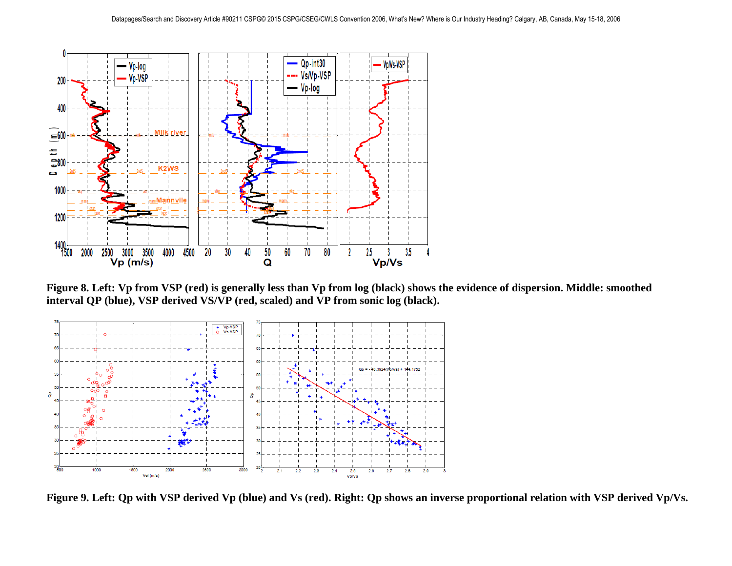Figure 8. Left: Vp from VSP (red) is generally less than Vp from log (black) shows the evidence of dispersion. Middle: smoothed interval QP (blue), VSP derived VS/VP (red, scaled) and VP from sonic log (black).

Figure 9. Left: Qp with VSP derived Vp (blue) and Vs (red). Right: Qp shows an inverse proportional relation with VSP derived Vp/Vs.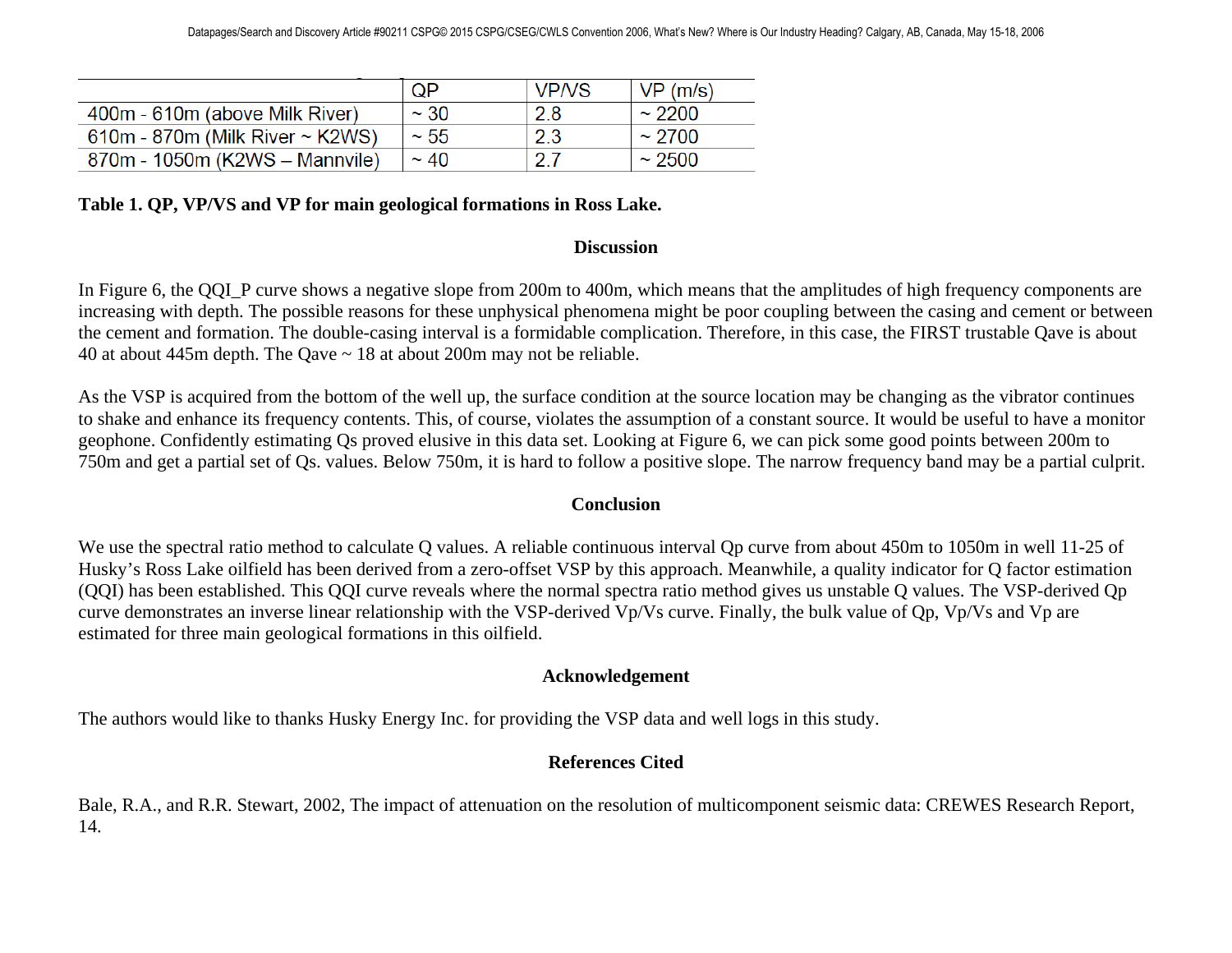| | QP | VP/VS | VP (m/s) |
| --- | --- | --- | --- |
| 400m - 610m (above Milk River) | ~ 30 | 2.8 | ~ 2200 |
| 610m - 870m (Milk River ~ K2WS) | ~ 55 | 2.3 | ~ 2700 |
| 870m - 1050m (K2WS – Mannvile) | ~ 40 | 2.7 | ~ 2500 |

**Table 1. QP, VP/VS and VP for main geological formations in Ross Lake.**

## Discussion

In Figure 6, the QQI_P curve shows a negative slope from 200m to 400m, which means that the amplitudes of high frequency components are increasing with depth. The possible reasons for these unphysical phenomena might be poor coupling between the casing and cement or between the cement and formation. The double-casing interval is a formidable complication. Therefore, in this case, the FIRST trustable Qave is about 40 at about 445m depth. The Qave ~ 18 at about 200m may not be reliable.

As the VSP is acquired from the bottom of the well up, the surface condition at the source location may be changing as the vibrator continues to shake and enhance its frequency contents. This, of course, violates the assumption of a constant source. It would be useful to have a monitor geophone. Confidently estimating Qs proved elusive in this data set. Looking at Figure 6, we can pick some good points between 200m to 750m and get a partial set of Qs. values. Below 750m, it is hard to follow a positive slope. The narrow frequency band may be a partial culprit.

## Conclusion

We use the spectral ratio method to calculate Q values. A reliable continuous interval Qp curve from about 450m to 1050m in well 11-25 of Husky's Ross Lake oilfield has been derived from a zero-offset VSP by this approach. Meanwhile, a quality indicator for Q factor estimation (QQI) has been established. This QQI curve reveals where the normal spectra ratio method gives us unstable Q values. The VSP-derived Qp curve demonstrates an inverse linear relationship with the VSP-derived Vp/Vs curve. Finally, the bulk value of Qp, Vp/Vs and Vp are estimated for three main geological formations in this oilfield.

## Acknowledgement

The authors would like to thanks Husky Energy Inc. for providing the VSP data and well logs in this study.

## References Cited

Bale, R.A., and R.R. Stewart, 2002, The impact of attenuation on the resolution of multicomponent seismic data: CREWES Research Report, 14.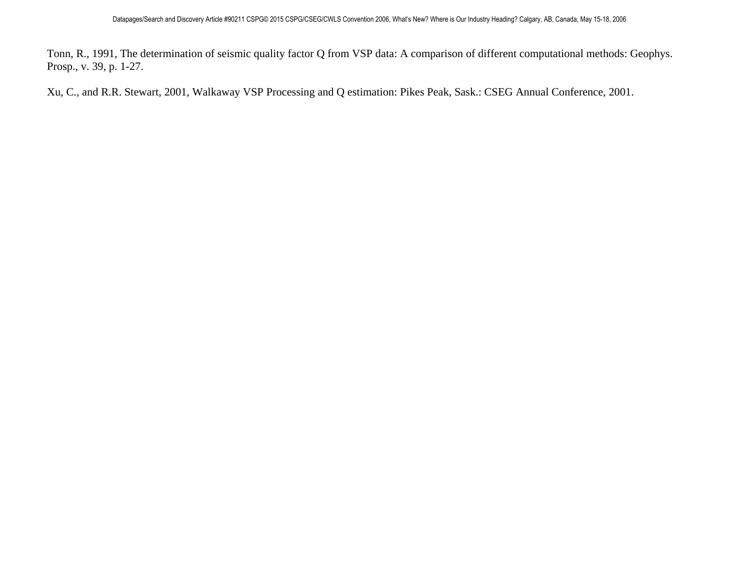Tonn, R., 1991, The determination of seismic quality factor Q from VSP data: A comparison of different computational methods: Geophys. Prosp., v. 39, p. 1-27.

Xu, C., and R.R. Stewart, 2001, Walkaway VSP Processing and Q estimation: Pikes Peak, Sask.: CSEG Annual Conference, 2001.